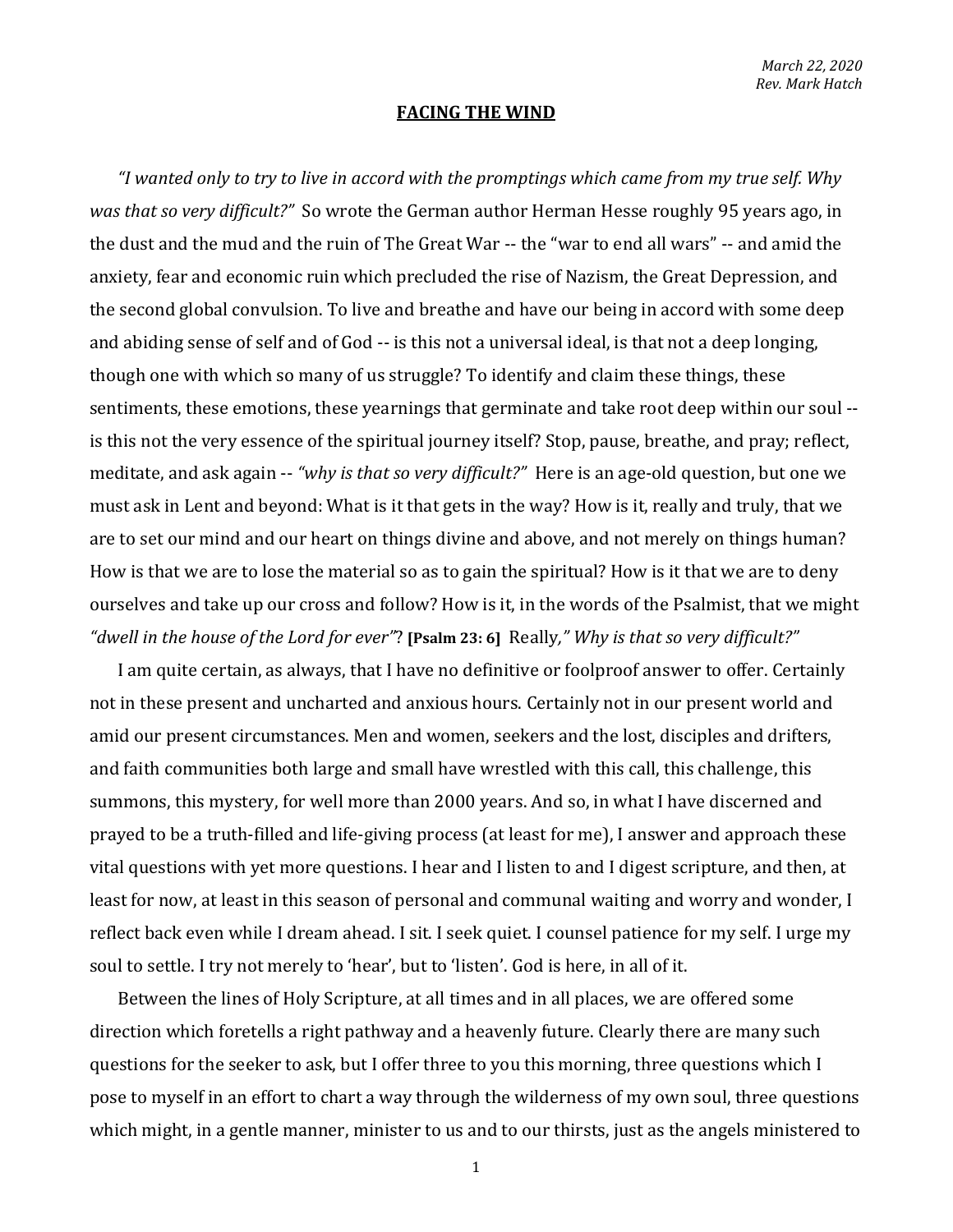*March 22, 2020*
*Rev. Mark Hatch*

**FACING THE WIND**

*"I wanted only to try to live in accord with the promptings which came from my true self. Why was that so very difficult?"* So wrote the German author Herman Hesse roughly 95 years ago, in the dust and the mud and the ruin of The Great War -- the "war to end all wars" -- and amid the anxiety, fear and economic ruin which precluded the rise of Nazism, the Great Depression, and the second global convulsion. To live and breathe and have our being in accord with some deep and abiding sense of self and of God -- is this not a universal ideal, is that not a deep longing, though one with which so many of us struggle? To identify and claim these things, these sentiments, these emotions, these yearnings that germinate and take root deep within our soul -- is this not the very essence of the spiritual journey itself? Stop, pause, breathe, and pray; reflect, meditate, and ask again -- *"why is that so very difficult?"* Here is an age-old question, but one we must ask in Lent and beyond: What is it that gets in the way? How is it, really and truly, that we are to set our mind and our heart on things divine and above, and not merely on things human? How is that we are to lose the material so as to gain the spiritual? How is it that we are to deny ourselves and take up our cross and follow? How is it, in the words of the Psalmist, that we might *"dwell in the house of the Lord for ever"*? **[Psalm 23: 6]** Really*," Why is that so very difficult?"*

I am quite certain, as always, that I have no definitive or foolproof answer to offer. Certainly not in these present and uncharted and anxious hours. Certainly not in our present world and amid our present circumstances. Men and women, seekers and the lost, disciples and drifters, and faith communities both large and small have wrestled with this call, this challenge, this summons, this mystery, for well more than 2000 years. And so, in what I have discerned and prayed to be a truth-filled and life-giving process (at least for me), I answer and approach these vital questions with yet more questions. I hear and I listen to and I digest scripture, and then, at least for now, at least in this season of personal and communal waiting and worry and wonder, I reflect back even while I dream ahead. I sit. I seek quiet. I counsel patience for my self. I urge my soul to settle. I try not merely to 'hear', but to 'listen'. God is here, in all of it.

Between the lines of Holy Scripture, at all times and in all places, we are offered some direction which foretells a right pathway and a heavenly future. Clearly there are many such questions for the seeker to ask, but I offer three to you this morning, three questions which I pose to myself in an effort to chart a way through the wilderness of my own soul, three questions which might, in a gentle manner, minister to us and to our thirsts, just as the angels ministered to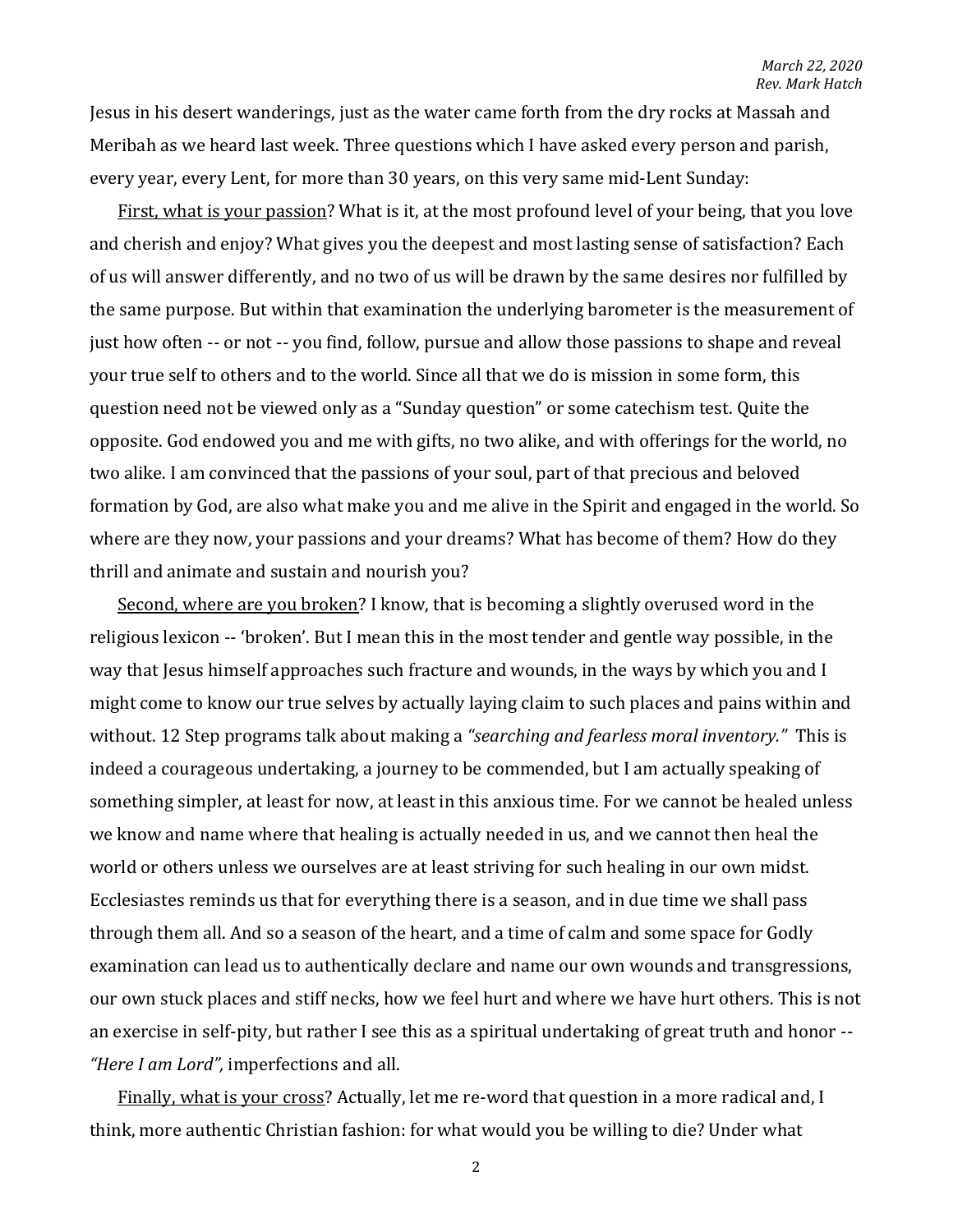Jesus in his desert wanderings, just as the water came forth from the dry rocks at Massah and Meribah as we heard last week. Three questions which I have asked every person and parish, every year, every Lent, for more than 30 years, on this very same mid-Lent Sunday:

<u>First, what is your passion</u>? What is it, at the most profound level of your being, that you love and cherish and enjoy? What gives you the deepest and most lasting sense of satisfaction? Each of us will answer differently, and no two of us will be drawn by the same desires nor fulfilled by the same purpose. But within that examination the underlying barometer is the measurement of just how often -- or not -- you find, follow, pursue and allow those passions to shape and reveal your true self to others and to the world. Since all that we do is mission in some form, this question need not be viewed only as a "Sunday question" or some catechism test. Quite the opposite. God endowed you and me with gifts, no two alike, and with offerings for the world, no two alike. I am convinced that the passions of your soul, part of that precious and beloved formation by God, are also what make you and me alive in the Spirit and engaged in the world. So where are they now, your passions and your dreams? What has become of them? How do they thrill and animate and sustain and nourish you?

<u>Second, where are you broken</u>? I know, that is becoming a slightly overused word in the religious lexicon -- 'broken'. But I mean this in the most tender and gentle way possible, in the way that Jesus himself approaches such fracture and wounds, in the ways by which you and I might come to know our true selves by actually laying claim to such places and pains within and without. 12 Step programs talk about making a *"searching and fearless moral inventory."* This is indeed a courageous undertaking, a journey to be commended, but I am actually speaking of something simpler, at least for now, at least in this anxious time. For we cannot be healed unless we know and name where that healing is actually needed in us, and we cannot then heal the world or others unless we ourselves are at least striving for such healing in our own midst. Ecclesiastes reminds us that for everything there is a season, and in due time we shall pass through them all. And so a season of the heart, and a time of calm and some space for Godly examination can lead us to authentically declare and name our own wounds and transgressions, our own stuck places and stiff necks, how we feel hurt and where we have hurt others. This is not an exercise in self-pity, but rather I see this as a spiritual undertaking of great truth and honor -- *"Here I am Lord",* imperfections and all.

<u>Finally, what is your cross</u>? Actually, let me re-word that question in a more radical and, I think, more authentic Christian fashion: for what would you be willing to die? Under what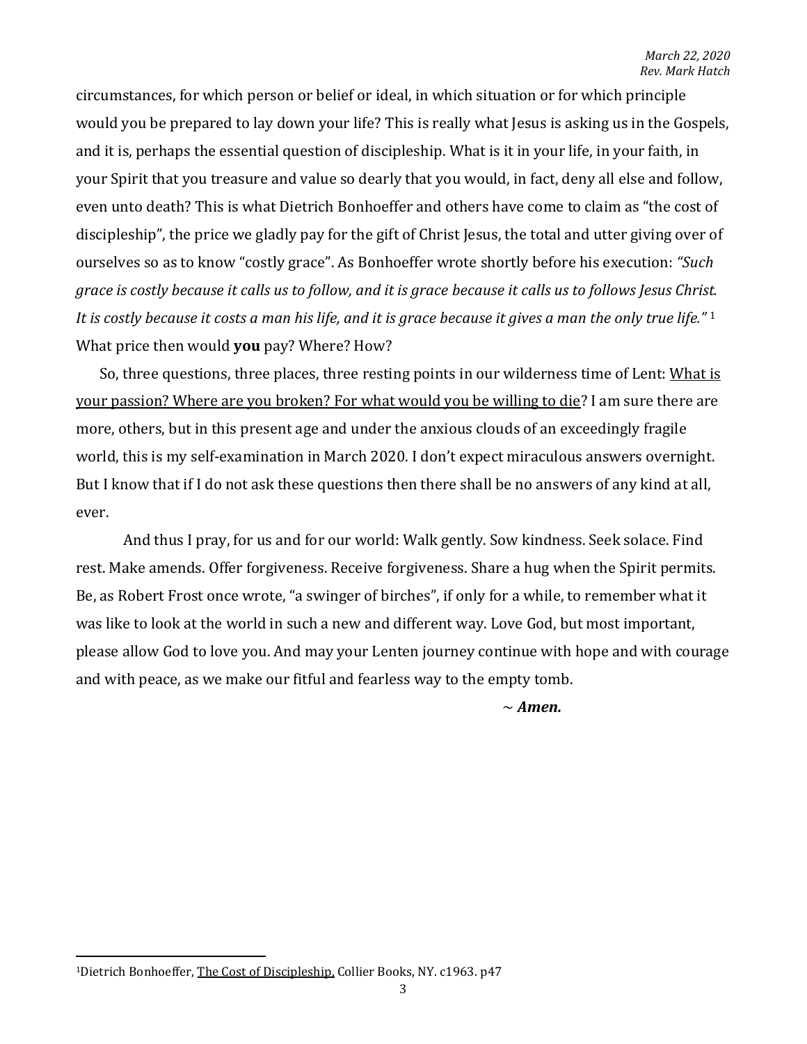circumstances, for which person or belief or ideal, in which situation or for which principle would you be prepared to lay down your life? This is really what Jesus is asking us in the Gospels, and it is, perhaps the essential question of discipleship. What is it in your life, in your faith, in your Spirit that you treasure and value so dearly that you would, in fact, deny all else and follow, even unto death? This is what Dietrich Bonhoeffer and others have come to claim as "the cost of discipleship", the price we gladly pay for the gift of Christ Jesus, the total and utter giving over of ourselves so as to know "costly grace". As Bonhoeffer wrote shortly before his execution: *"Such grace is costly because it calls us to follow, and it is grace because it calls us to follows Jesus Christ. It is costly because it costs a man his life, and it is grace because it gives a man the only true life."* [1] What price then would **you** pay? Where? How?

So, three questions, three places, three resting points in our wilderness time of Lent: <u>What is your passion? Where are you broken? For what would you be willing to die</u>? I am sure there are more, others, but in this present age and under the anxious clouds of an exceedingly fragile world, this is my self-examination in March 2020. I don't expect miraculous answers overnight. But I know that if I do not ask these questions then there shall be no answers of any kind at all, ever.

And thus I pray, for us and for our world: Walk gently. Sow kindness. Seek solace. Find rest. Make amends. Offer forgiveness. Receive forgiveness. Share a hug when the Spirit permits. Be, as Robert Frost once wrote, "a swinger of birches", if only for a while, to remember what it was like to look at the world in such a new and different way. Love God, but most important, please allow God to love you. And may your Lenten journey continue with hope and with courage and with peace, as we make our fitful and fearless way to the empty tomb.

~ ***Amen.***

---

[1] Dietrich Bonhoeffer, <u>The Cost of Discipleship,</u> Collier Books, NY. c1963. p47